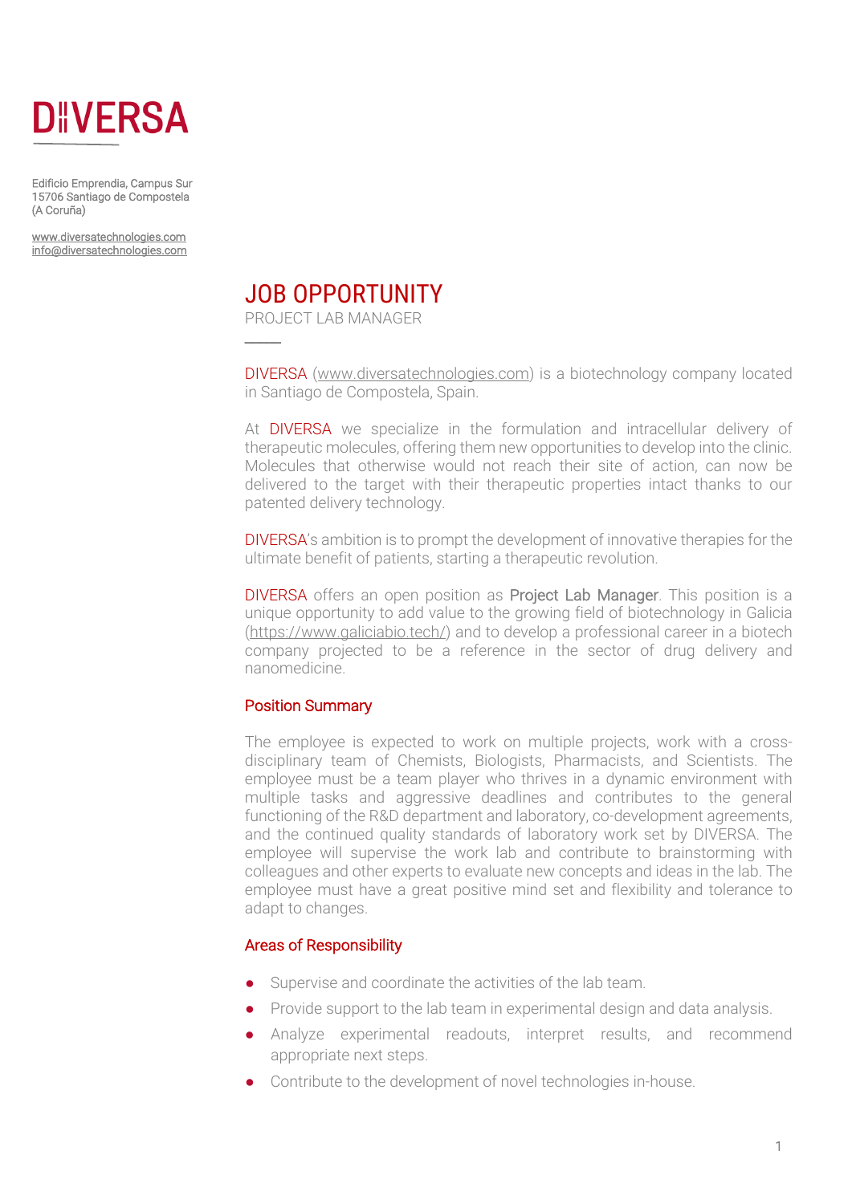# DIVERSA

Edificio Emprendia, Campus Sur
15706 Santiago de Compostela
(A Coruña)

www.diversatechnologies.com
info@diversatechnologies.com

# JOB OPPORTUNITY

PROJECT LAB MANAGER

DIVERSA (www.diversatechnologies.com) is a biotechnology company located in Santiago de Compostela, Spain.

At DIVERSA we specialize in the formulation and intracellular delivery of therapeutic molecules, offering them new opportunities to develop into the clinic. Molecules that otherwise would not reach their site of action, can now be delivered to the target with their therapeutic properties intact thanks to our patented delivery technology.

DIVERSA's ambition is to prompt the development of innovative therapies for the ultimate benefit of patients, starting a therapeutic revolution.

DIVERSA offers an open position as Project Lab Manager. This position is a unique opportunity to add value to the growing field of biotechnology in Galicia (https://www.galiciabio.tech/) and to develop a professional career in a biotech company projected to be a reference in the sector of drug delivery and nanomedicine.

## Position Summary

The employee is expected to work on multiple projects, work with a cross-disciplinary team of Chemists, Biologists, Pharmacists, and Scientists. The employee must be a team player who thrives in a dynamic environment with multiple tasks and aggressive deadlines and contributes to the general functioning of the R&D department and laboratory, co-development agreements, and the continued quality standards of laboratory work set by DIVERSA. The employee will supervise the work lab and contribute to brainstorming with colleagues and other experts to evaluate new concepts and ideas in the lab. The employee must have a great positive mind set and flexibility and tolerance to adapt to changes.

## Areas of Responsibility

- Supervise and coordinate the activities of the lab team.
- Provide support to the lab team in experimental design and data analysis.
- Analyze experimental readouts, interpret results, and recommend appropriate next steps.
- Contribute to the development of novel technologies in-house.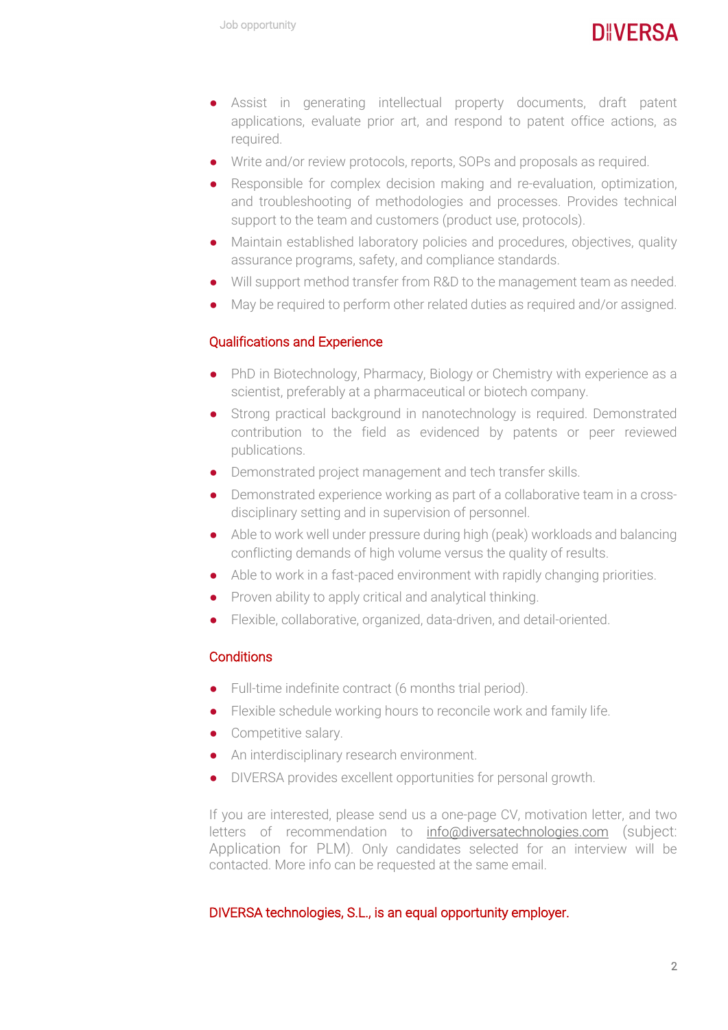- Assist in generating intellectual property documents, draft patent applications, evaluate prior art, and respond to patent office actions, as required.
- Write and/or review protocols, reports, SOPs and proposals as required.
- Responsible for complex decision making and re-evaluation, optimization, and troubleshooting of methodologies and processes. Provides technical support to the team and customers (product use, protocols).
- Maintain established laboratory policies and procedures, objectives, quality assurance programs, safety, and compliance standards.
- Will support method transfer from R&D to the management team as needed.
- May be required to perform other related duties as required and/or assigned.

## Qualifications and Experience

- PhD in Biotechnology, Pharmacy, Biology or Chemistry with experience as a scientist, preferably at a pharmaceutical or biotech company.
- Strong practical background in nanotechnology is required. Demonstrated contribution to the field as evidenced by patents or peer reviewed publications.
- Demonstrated project management and tech transfer skills.
- Demonstrated experience working as part of a collaborative team in a cross-disciplinary setting and in supervision of personnel.
- Able to work well under pressure during high (peak) workloads and balancing conflicting demands of high volume versus the quality of results.
- Able to work in a fast-paced environment with rapidly changing priorities.
- Proven ability to apply critical and analytical thinking.
- Flexible, collaborative, organized, data-driven, and detail-oriented.

## Conditions

- Full-time indefinite contract (6 months trial period).
- Flexible schedule working hours to reconcile work and family life.
- Competitive salary.
- An interdisciplinary research environment.
- DIVERSA provides excellent opportunities for personal growth.

If you are interested, please send us a one-page CV, motivation letter, and two letters of recommendation to info@diversatechnologies.com (subject: Application for PLM). Only candidates selected for an interview will be contacted. More info can be requested at the same email.

DIVERSA technologies, S.L., is an equal opportunity employer.